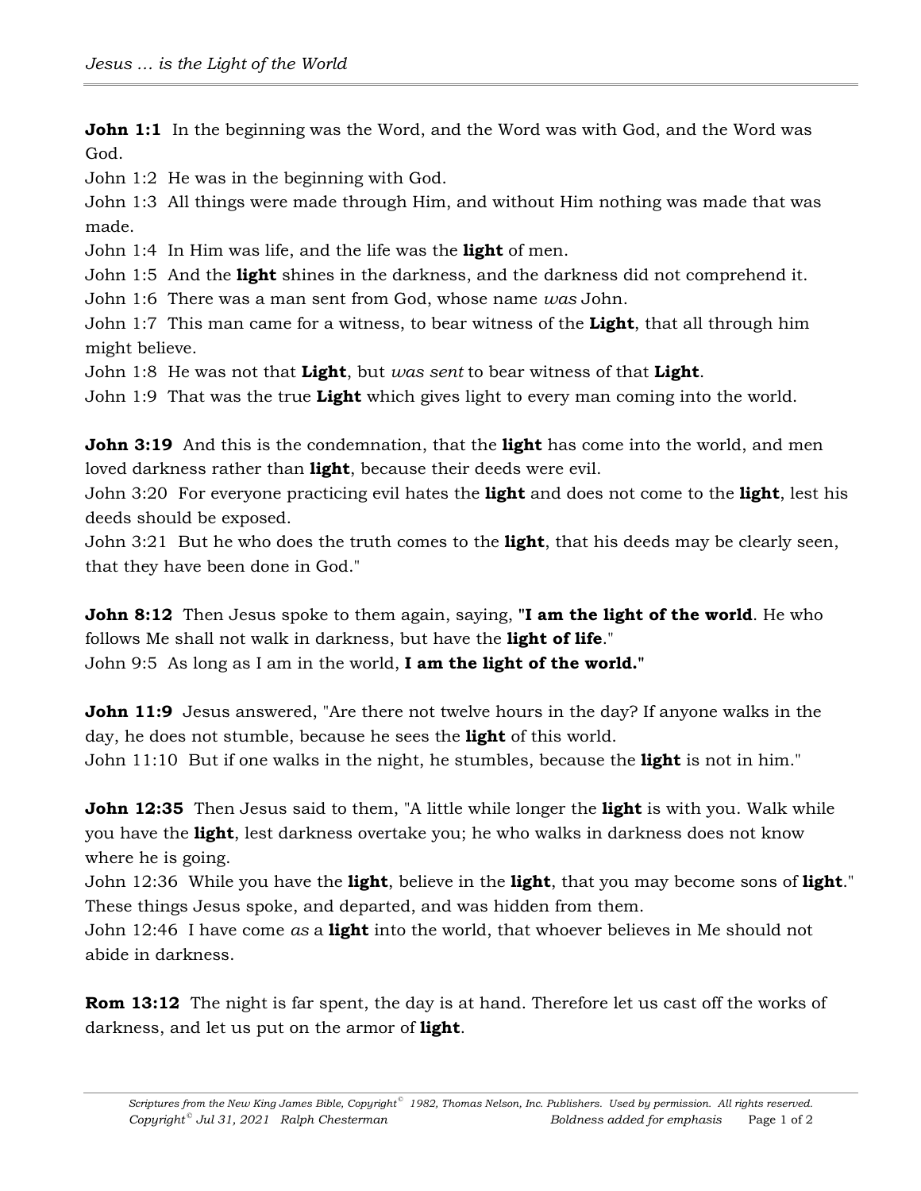**John 1:1** In the beginning was the Word, and the Word was with God, and the Word was God.
John 1:2 He was in the beginning with God.
John 1:3 All things were made through Him, and without Him nothing was made that was made.
John 1:4 In Him was life, and the life was the **light** of men.
John 1:5 And the **light** shines in the darkness, and the darkness did not comprehend it.
John 1:6 There was a man sent from God, whose name *was* John.
John 1:7 This man came for a witness, to bear witness of the **Light**, that all through him might believe.
John 1:8 He was not that **Light**, but *was sent* to bear witness of that **Light**.
John 1:9 That was the true **Light** which gives light to every man coming into the world.

**John 3:19** And this is the condemnation, that the **light** has come into the world, and men loved darkness rather than **light**, because their deeds were evil.
John 3:20 For everyone practicing evil hates the **light** and does not come to the **light**, lest his deeds should be exposed.
John 3:21 But he who does the truth comes to the **light**, that his deeds may be clearly seen, that they have been done in God."

**John 8:12** Then Jesus spoke to them again, saying, **"I am the light of the world**. He who follows Me shall not walk in darkness, but have the **light of life**."
John 9:5 As long as I am in the world, **I am the light of the world."**

**John 11:9** Jesus answered, "Are there not twelve hours in the day? If anyone walks in the day, he does not stumble, because he sees the **light** of this world.
John 11:10 But if one walks in the night, he stumbles, because the **light** is not in him."

**John 12:35** Then Jesus said to them, "A little while longer the **light** is with you. Walk while you have the **light**, lest darkness overtake you; he who walks in darkness does not know where he is going.
John 12:36 While you have the **light**, believe in the **light**, that you may become sons of **light**." These things Jesus spoke, and departed, and was hidden from them.
John 12:46 I have come *as* a **light** into the world, that whoever believes in Me should not abide in darkness.

**Rom 13:12** The night is far spent, the day is at hand. Therefore let us cast off the works of darkness, and let us put on the armor of **light**.

*Scriptures from the New King James Bible, Copyright© 1982, Thomas Nelson, Inc. Publishers. Used by permission. All rights reserved.*
*Copyright© Jul 31, 2021 Ralph Chesterman* *Boldness added for emphasis*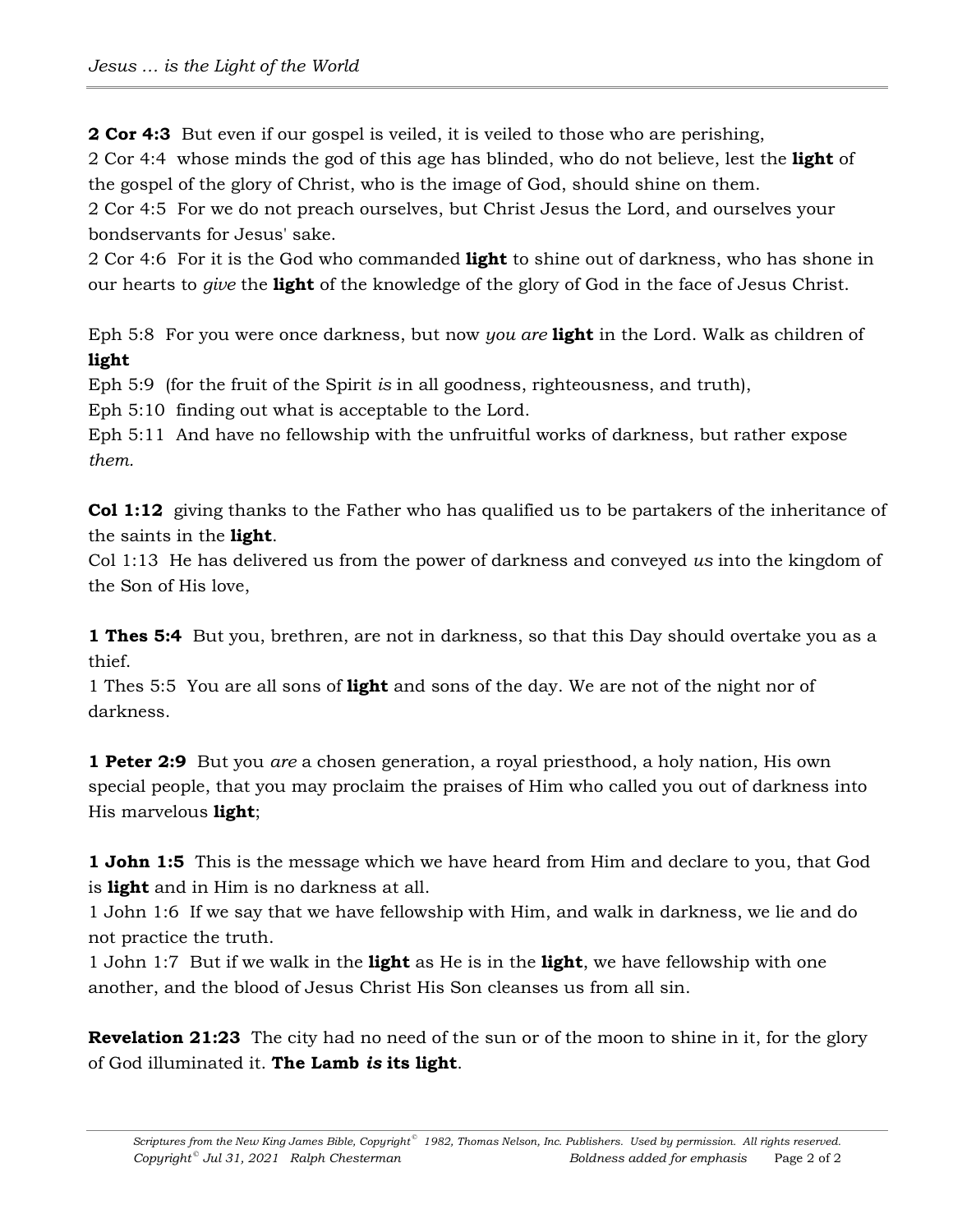**2 Cor 4:3** But even if our gospel is veiled, it is veiled to those who are perishing,
2 Cor 4:4 whose minds the god of this age has blinded, who do not believe, lest the **light** of the gospel of the glory of Christ, who is the image of God, should shine on them.
2 Cor 4:5 For we do not preach ourselves, but Christ Jesus the Lord, and ourselves your bondservants for Jesus' sake.
2 Cor 4:6 For it is the God who commanded **light** to shine out of darkness, who has shone in our hearts to *give* the **light** of the knowledge of the glory of God in the face of Jesus Christ.

Eph 5:8 For you were once darkness, but now *you are* **light** in the Lord. Walk as children of **light**
Eph 5:9 (for the fruit of the Spirit *is* in all goodness, righteousness, and truth),
Eph 5:10 finding out what is acceptable to the Lord.
Eph 5:11 And have no fellowship with the unfruitful works of darkness, but rather expose *them.*

**Col 1:12** giving thanks to the Father who has qualified us to be partakers of the inheritance of the saints in the **light**.
Col 1:13 He has delivered us from the power of darkness and conveyed *us* into the kingdom of the Son of His love,

**1 Thes 5:4** But you, brethren, are not in darkness, so that this Day should overtake you as a thief.
1 Thes 5:5 You are all sons of **light** and sons of the day. We are not of the night nor of darkness.

**1 Peter 2:9** But you *are* a chosen generation, a royal priesthood, a holy nation, His own special people, that you may proclaim the praises of Him who called you out of darkness into His marvelous **light**;

**1 John 1:5** This is the message which we have heard from Him and declare to you, that God is **light** and in Him is no darkness at all.
1 John 1:6 If we say that we have fellowship with Him, and walk in darkness, we lie and do not practice the truth.
1 John 1:7 But if we walk in the **light** as He is in the **light**, we have fellowship with one another, and the blood of Jesus Christ His Son cleanses us from all sin.

**Revelation 21:23** The city had no need of the sun or of the moon to shine in it, for the glory of God illuminated it. **The Lamb *is* its light**.

*Scriptures from the New King James Bible, Copyright© 1982, Thomas Nelson, Inc. Publishers. Used by permission. All rights reserved.*
*Copyright© Jul 31, 2021 Ralph Chesterman* *Boldness added for emphasis*